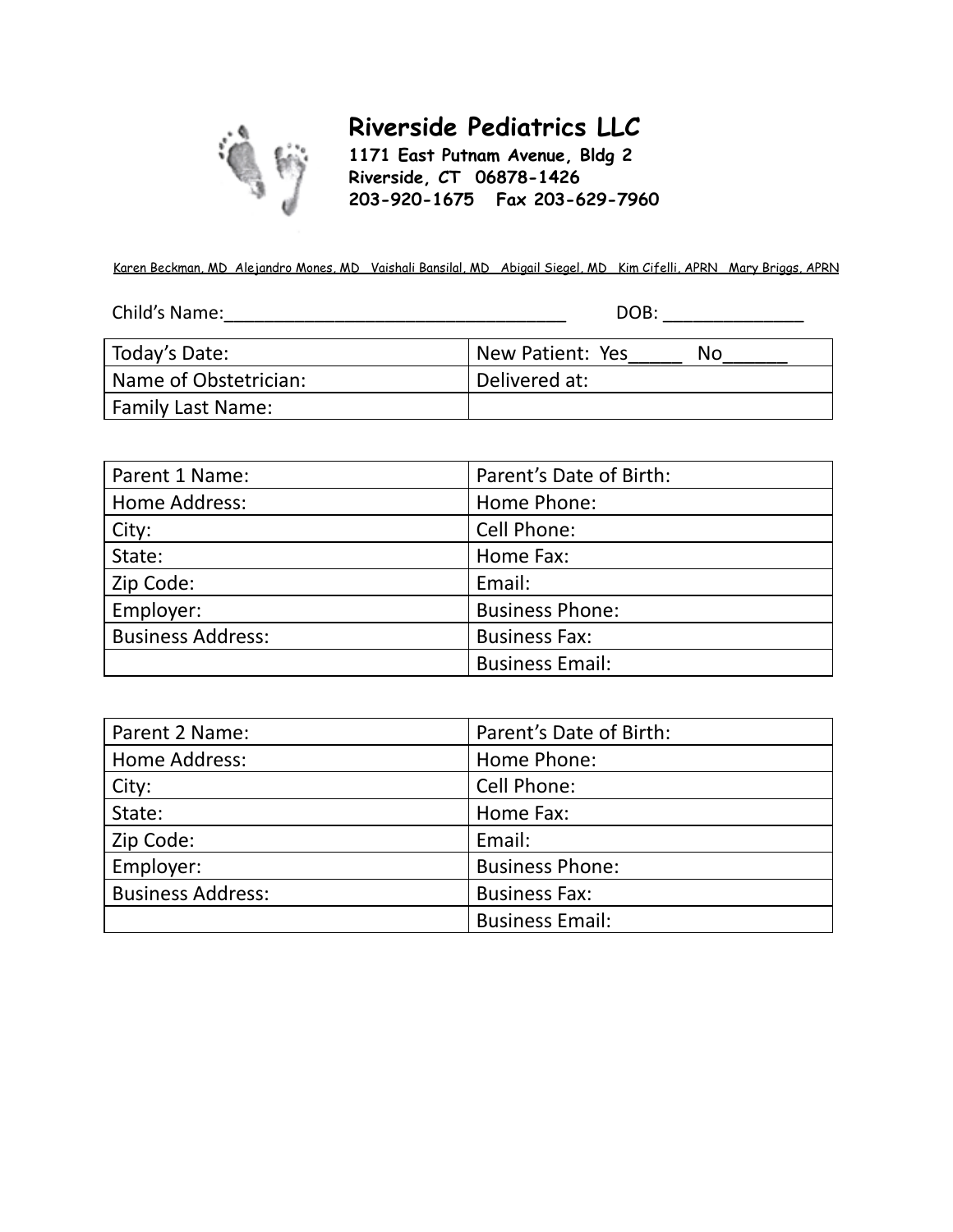# Riverside Pediatrics LLC

**1171 East Putnam Avenue, Bldg 2**
**Riverside, CT 06878-1426**
**203-920-1675 Fax 203-629-7960**

Karen Beckman, MD Alejandro Mones, MD Vaishali Bansilal, MD Abigail Siegel, MD Kim Cifelli, APRN Mary Briggs, APRN

Child's Name:___________________________________ DOB: ______________

| Today's Date: | New Patient: Yes_____ No______ |
|---|---|
| Name of Obstetrician: | Delivered at: |
| Family Last Name: | |

| Parent 1 Name: | Parent's Date of Birth: |
|---|---|
| Home Address: | Home Phone: |
| City: | Cell Phone: |
| State: | Home Fax: |
| Zip Code: | Email: |
| Employer: | Business Phone: |
| Business Address: | Business Fax: |
| | Business Email: |

| Parent 2 Name: | Parent's Date of Birth: |
|---|---|
| Home Address: | Home Phone: |
| City: | Cell Phone: |
| State: | Home Fax: |
| Zip Code: | Email: |
| Employer: | Business Phone: |
| Business Address: | Business Fax: |
| | Business Email: |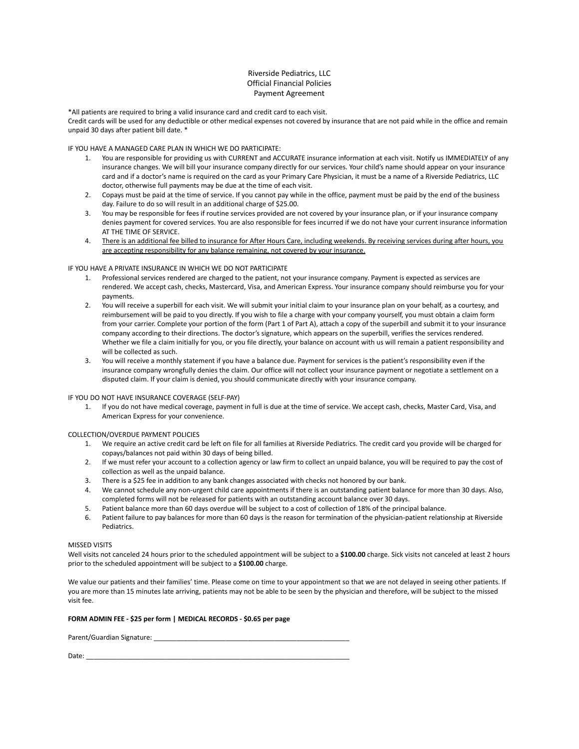Riverside Pediatrics, LLC
Official Financial Policies
Payment Agreement

*All patients are required to bring a valid insurance card and credit card to each visit.
Credit cards will be used for any deductible or other medical expenses not covered by insurance that are not paid while in the office and remain unpaid 30 days after patient bill date. *

IF YOU HAVE A MANAGED CARE PLAN IN WHICH WE DO PARTICIPATE:

1. You are responsible for providing us with CURRENT and ACCURATE insurance information at each visit. Notify us IMMEDIATELY of any insurance changes. We will bill your insurance company directly for our services. Your child's name should appear on your insurance card and if a doctor's name is required on the card as your Primary Care Physician, it must be a name of a Riverside Pediatrics, LLC doctor, otherwise full payments may be due at the time of each visit.
2. Copays must be paid at the time of service. If you cannot pay while in the office, payment must be paid by the end of the business day. Failure to do so will result in an additional charge of $25.00.
3. You may be responsible for fees if routine services provided are not covered by your insurance plan, or if your insurance company denies payment for covered services. You are also responsible for fees incurred if we do not have your current insurance information AT THE TIME OF SERVICE.
4. <u>There is an additional fee billed to insurance for After Hours Care, including weekends. By receiving services during after hours, you are accepting responsibility for any balance remaining, not covered by your insurance.</u>

IF YOU HAVE A PRIVATE INSURANCE IN WHICH WE DO NOT PARTICIPATE

1. Professional services rendered are charged to the patient, not your insurance company. Payment is expected as services are rendered. We accept cash, checks, Mastercard, Visa, and American Express. Your insurance company should reimburse you for your payments.
2. You will receive a superbill for each visit. We will submit your initial claim to your insurance plan on your behalf, as a courtesy, and reimbursement will be paid to you directly. If you wish to file a charge with your company yourself, you must obtain a claim form from your carrier. Complete your portion of the form (Part 1 of Part A), attach a copy of the superbill and submit it to your insurance company according to their directions. The doctor's signature, which appears on the superbill, verifies the services rendered. Whether we file a claim initially for you, or you file directly, your balance on account with us will remain a patient responsibility and will be collected as such.
3. You will receive a monthly statement if you have a balance due. Payment for services is the patient's responsibility even if the insurance company wrongfully denies the claim. Our office will not collect your insurance payment or negotiate a settlement on a disputed claim. If your claim is denied, you should communicate directly with your insurance company.

IF YOU DO NOT HAVE INSURANCE COVERAGE (SELF-PAY)

1. If you do not have medical coverage, payment in full is due at the time of service. We accept cash, checks, Master Card, Visa, and American Express for your convenience.

COLLECTION/OVERDUE PAYMENT POLICIES

1. We require an active credit card be left on file for all families at Riverside Pediatrics. The credit card you provide will be charged for copays/balances not paid within 30 days of being billed.
2. If we must refer your account to a collection agency or law firm to collect an unpaid balance, you will be required to pay the cost of collection as well as the unpaid balance.
3. There is a $25 fee in addition to any bank changes associated with checks not honored by our bank.
4. We cannot schedule any non-urgent child care appointments if there is an outstanding patient balance for more than 30 days. Also, completed forms will not be released for patients with an outstanding account balance over 30 days.
5. Patient balance more than 60 days overdue will be subject to a cost of collection of 18% of the principal balance.
6. Patient failure to pay balances for more than 60 days is the reason for termination of the physician-patient relationship at Riverside Pediatrics.

MISSED VISITS

Well visits not canceled 24 hours prior to the scheduled appointment will be subject to a **$100.00** charge. Sick visits not canceled at least 2 hours prior to the scheduled appointment will be subject to a **$100.00** charge.

We value our patients and their families' time. Please come on time to your appointment so that we are not delayed in seeing other patients. If you are more than 15 minutes late arriving, patients may not be able to be seen by the physician and therefore, will be subject to the missed visit fee.

**FORM ADMIN FEE - $25 per form | MEDICAL RECORDS - $0.65 per page**

Parent/Guardian Signature: ______________________________________________________

Date: ________________________________________________________________________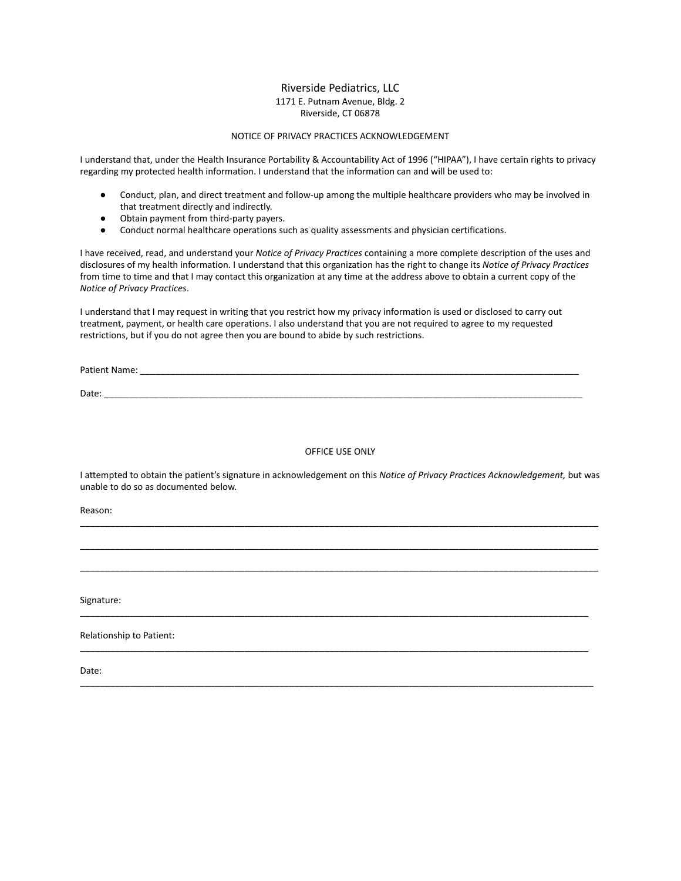Riverside Pediatrics, LLC
1171 E. Putnam Avenue, Bldg. 2
Riverside, CT 06878

NOTICE OF PRIVACY PRACTICES ACKNOWLEDGEMENT

I understand that, under the Health Insurance Portability & Accountability Act of 1996 ("HIPAA"), I have certain rights to privacy regarding my protected health information. I understand that the information can and will be used to:

- Conduct, plan, and direct treatment and follow-up among the multiple healthcare providers who may be involved in that treatment directly and indirectly.
- Obtain payment from third-party payers.
- Conduct normal healthcare operations such as quality assessments and physician certifications.

I have received, read, and understand your *Notice of Privacy Practices* containing a more complete description of the uses and disclosures of my health information. I understand that this organization has the right to change its *Notice of Privacy Practices* from time to time and that I may contact this organization at any time at the address above to obtain a current copy of the *Notice of Privacy Practices*.

I understand that I may request in writing that you restrict how my privacy information is used or disclosed to carry out treatment, payment, or health care operations. I also understand that you are not required to agree to my requested restrictions, but if you do not agree then you are bound to abide by such restrictions.

Patient Name: ______________________________________________________________________________

Date: ___________________________________________________________________________________

OFFICE USE ONLY

I attempted to obtain the patient's signature in acknowledgement on this *Notice of Privacy Practices Acknowledgement,* but was unable to do so as documented below.

Reason:
_________________________________________________________________________________________

_________________________________________________________________________________________

_________________________________________________________________________________________

Signature:
_________________________________________________________________________________________

Relationship to Patient:
_________________________________________________________________________________________

Date:
_________________________________________________________________________________________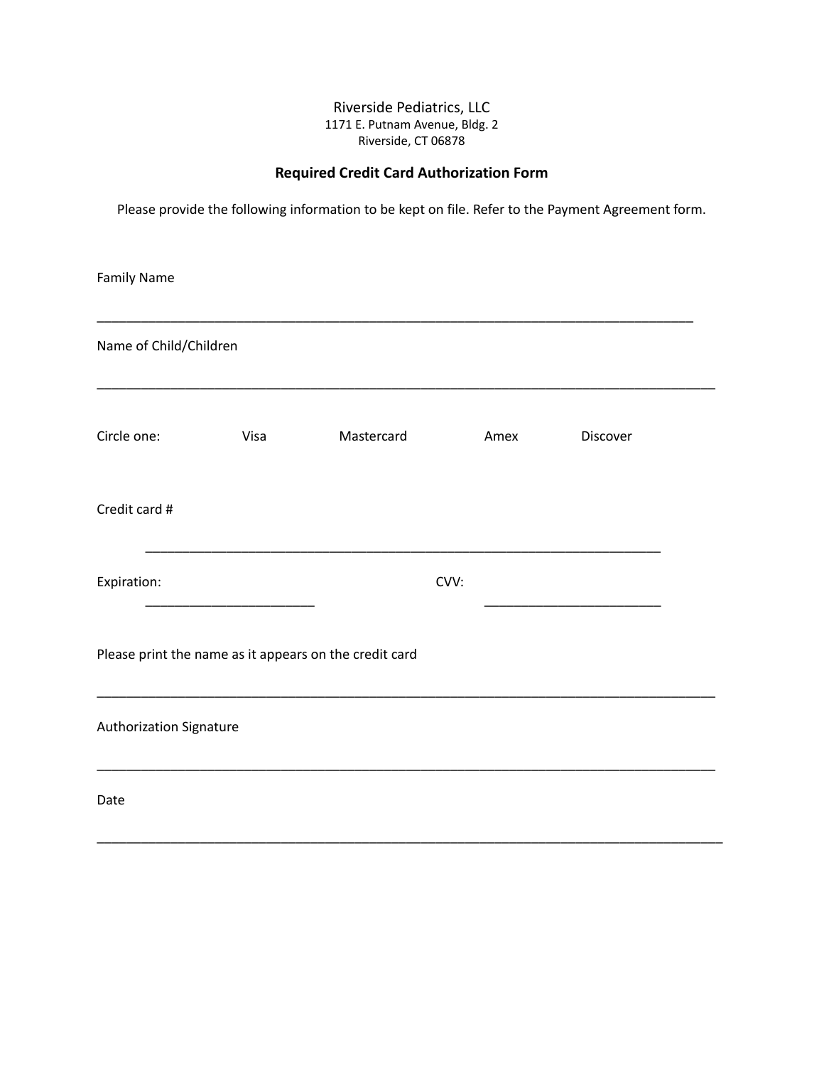Riverside Pediatrics, LLC
1171 E. Putnam Avenue, Bldg. 2
Riverside, CT 06878

## Required Credit Card Authorization Form

Please provide the following information to be kept on file. Refer to the Payment Agreement form.

Family Name

_______________________________________________________________________________

Name of Child/Children

_______________________________________________________________________________

Circle one: Visa Mastercard Amex Discover

Credit card #

__________________________________________________________________

Expiration: ______________________ CVV: ______________________

Please print the name as it appears on the credit card

_______________________________________________________________________________

Authorization Signature

_______________________________________________________________________________

Date

_______________________________________________________________________________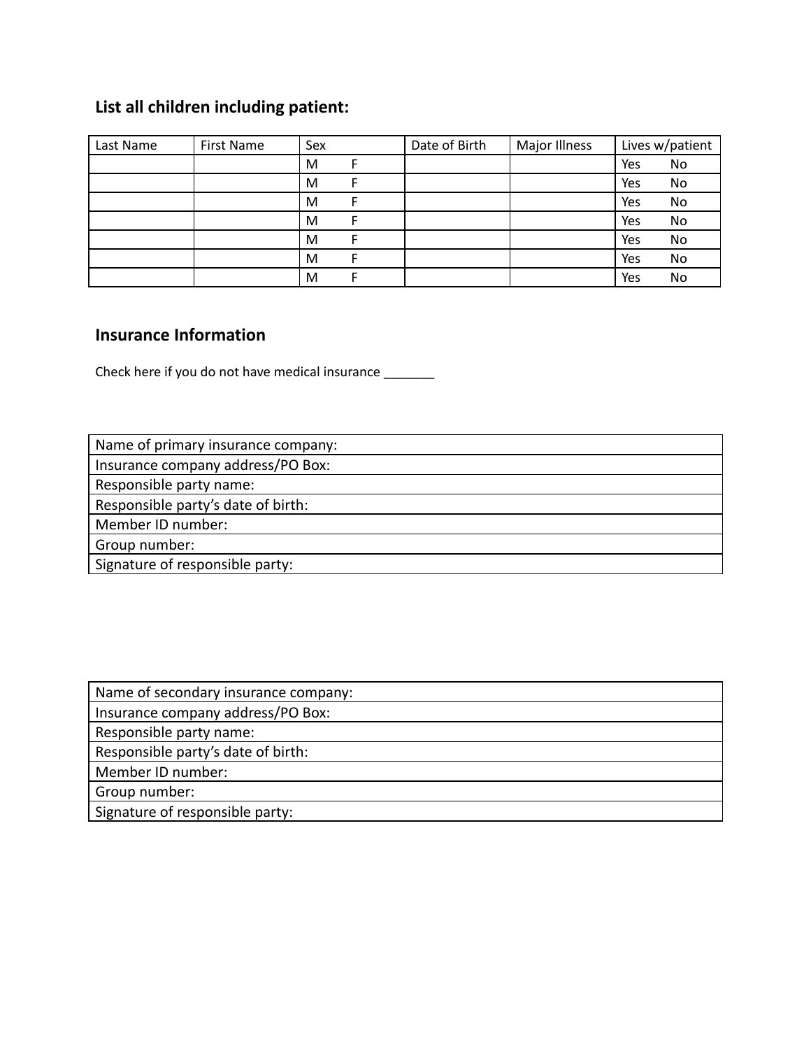## List all children including patient:

| Last Name | First Name | Sex | Date of Birth | Major Illness | Lives w/patient |
|---|---|---|---|---|---|
| | | M F | | | Yes No |
| | | M F | | | Yes No |
| | | M F | | | Yes No |
| | | M F | | | Yes No |
| | | M F | | | Yes No |
| | | M F | | | Yes No |
| | | M F | | | Yes No |

## Insurance Information

Check here if you do not have medical insurance _______

| Name of primary insurance company: |
|---|
| Insurance company address/PO Box: |
| Responsible party name: |
| Responsible party's date of birth: |
| Member ID number: |
| Group number: |
| Signature of responsible party: |

| Name of secondary insurance company: |
|---|
| Insurance company address/PO Box: |
| Responsible party name: |
| Responsible party's date of birth: |
| Member ID number: |
| Group number: |
| Signature of responsible party: |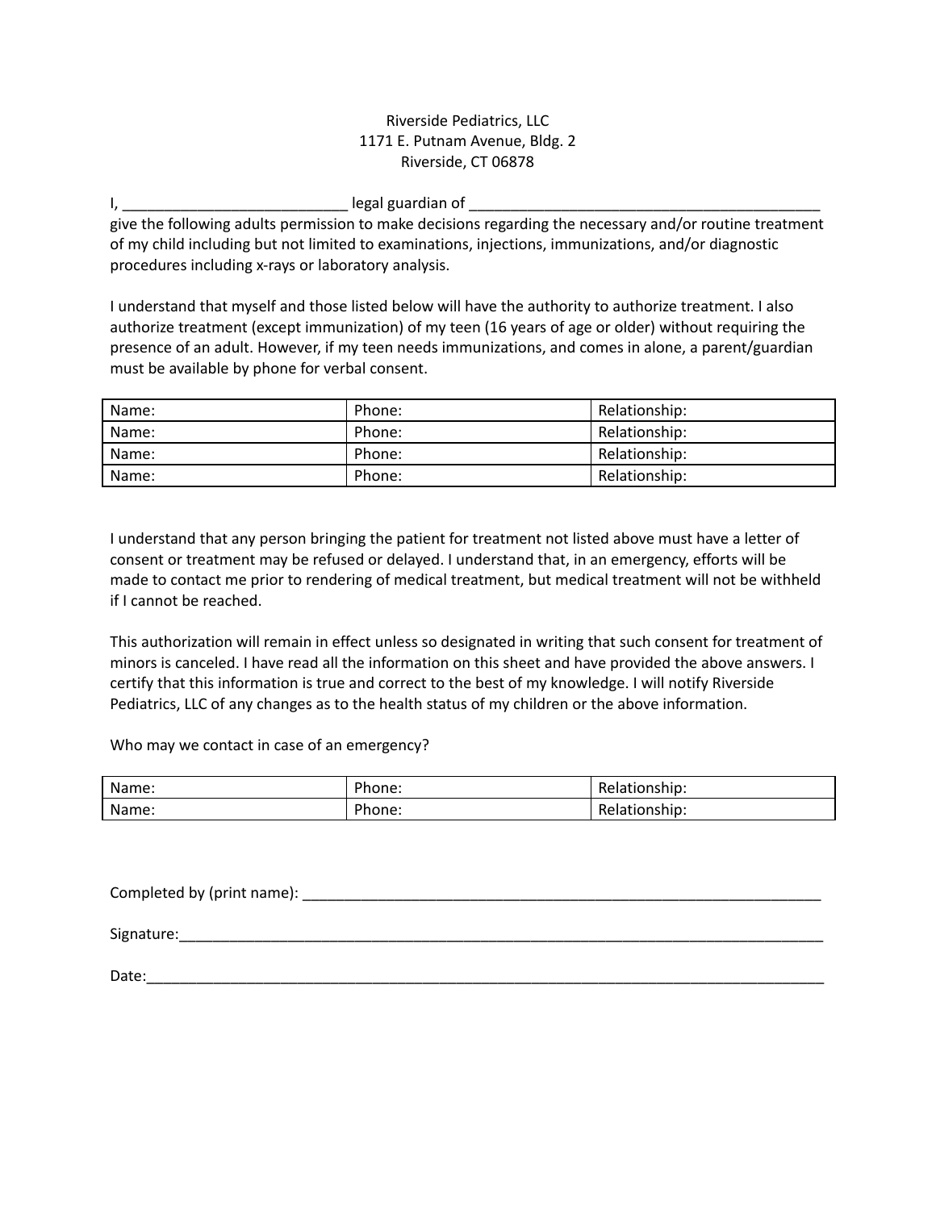Riverside Pediatrics, LLC
1171 E. Putnam Avenue, Bldg. 2
Riverside, CT 06878

I, ___________________________ legal guardian of ___________________________________________ give the following adults permission to make decisions regarding the necessary and/or routine treatment of my child including but not limited to examinations, injections, immunizations, and/or diagnostic procedures including x-rays or laboratory analysis.

I understand that myself and those listed below will have the authority to authorize treatment. I also authorize treatment (except immunization) of my teen (16 years of age or older) without requiring the presence of an adult. However, if my teen needs immunizations, and comes in alone, a parent/guardian must be available by phone for verbal consent.

| Name: | Phone: | Relationship: |
|---|---|---|
| Name: | Phone: | Relationship: |
| Name: | Phone: | Relationship: |
| Name: | Phone: | Relationship: |

I understand that any person bringing the patient for treatment not listed above must have a letter of consent or treatment may be refused or delayed. I understand that, in an emergency, efforts will be made to contact me prior to rendering of medical treatment, but medical treatment will not be withheld if I cannot be reached.

This authorization will remain in effect unless so designated in writing that such consent for treatment of minors is canceled. I have read all the information on this sheet and have provided the above answers. I certify that this information is true and correct to the best of my knowledge. I will notify Riverside Pediatrics, LLC of any changes as to the health status of my children or the above information.

Who may we contact in case of an emergency?

| Name: | Phone: | Relationship: |
|---|---|---|
| Name: | Phone: | Relationship: |

Completed by (print name): _________________________________________________________________

Signature:_________________________________________________________________________________

Date:_____________________________________________________________________________________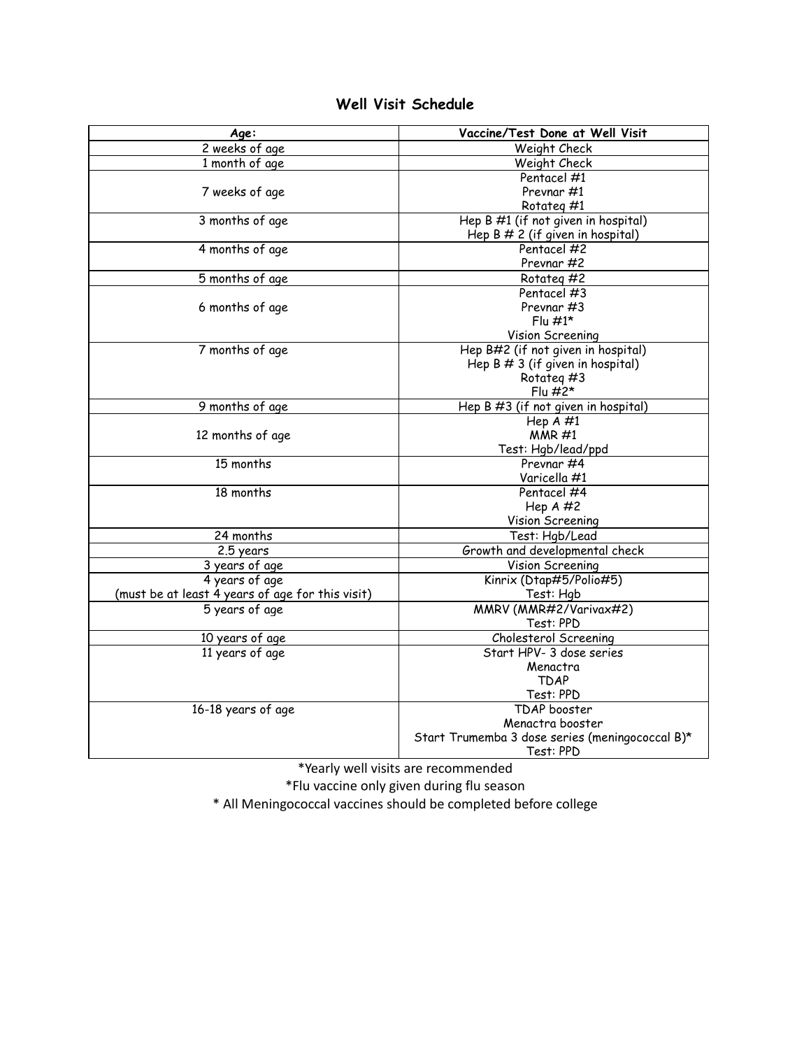# Well Visit Schedule

| Age: | Vaccine/Test Done at Well Visit |
|---|---|
| 2 weeks of age | Weight Check |
| 1 month of age | Weight Check |
| 7 weeks of age | Pentacel #1<br>Prevnar #1<br>Rotateq #1 |
| 3 months of age | Hep B #1 (if not given in hospital)<br>Hep B # 2 (if given in hospital) |
| 4 months of age | Pentacel #2<br>Prevnar #2 |
| 5 months of age | Rotateq #2 |
| 6 months of age | Pentacel #3<br>Prevnar #3<br>Flu #1*<br>Vision Screening |
| 7 months of age | Hep B#2 (if not given in hospital)<br>Hep B # 3 (if given in hospital)<br>Rotateq #3<br>Flu #2* |
| 9 months of age | Hep B #3 (if not given in hospital) |
| 12 months of age | Hep A #1<br>MMR #1<br>Test: Hgb/lead/ppd |
| 15 months | Prevnar #4<br>Varicella #1 |
| 18 months | Pentacel #4<br>Hep A #2<br>Vision Screening |
| 24 months | Test: Hgb/Lead |
| 2.5 years | Growth and developmental check |
| 3 years of age | Vision Screening |
| 4 years of age<br>(must be at least 4 years of age for this visit) | Kinrix (Dtap#5/Polio#5)<br>Test: Hgb |
| 5 years of age | MMRV (MMR#2/Varivax#2)<br>Test: PPD |
| 10 years of age | Cholesterol Screening |
| 11 years of age | Start HPV- 3 dose series<br>Menactra<br>TDAP<br>Test: PPD |
| 16-18 years of age | TDAP booster<br>Menactra booster<br>Start Trumemba 3 dose series (meningococcal B)*<br>Test: PPD |

*Yearly well visits are recommended

*Flu vaccine only given during flu season

* All Meningococcal vaccines should be completed before college